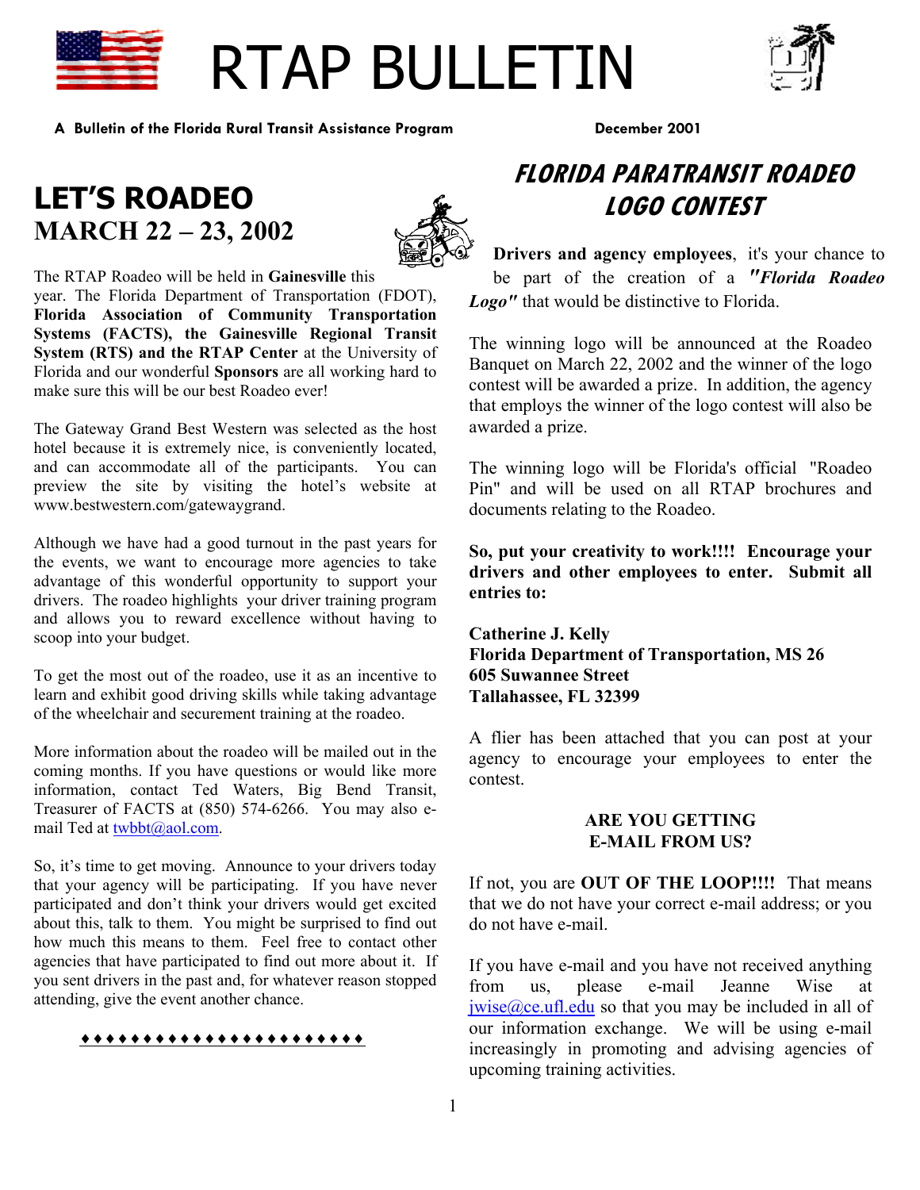# RTAP BULLETIN

**A Bulletin of the Florida Rural Transit Assistance Program** **December 2001**

## LET'S ROADEO
## MARCH 22 – 23, 2002

The RTAP Roadeo will be held in **Gainesville** this year. The Florida Department of Transportation (FDOT), **Florida Association of Community Transportation Systems (FACTS), the Gainesville Regional Transit System (RTS) and the RTAP Center** at the University of Florida and our wonderful **Sponsors** are all working hard to make sure this will be our best Roadeo ever!

The Gateway Grand Best Western was selected as the host hotel because it is extremely nice, is conveniently located, and can accommodate all of the participants. You can preview the site by visiting the hotel's website at www.bestwestern.com/gatewaygrand.

Although we have had a good turnout in the past years for the events, we want to encourage more agencies to take advantage of this wonderful opportunity to support your drivers. The roadeo highlights your driver training program and allows you to reward excellence without having to scoop into your budget.

To get the most out of the roadeo, use it as an incentive to learn and exhibit good driving skills while taking advantage of the wheelchair and securement training at the roadeo.

More information about the roadeo will be mailed out in the coming months. If you have questions or would like more information, contact Ted Waters, Big Bend Transit, Treasurer of FACTS at (850) 574-6266. You may also e-mail Ted at twbbt@aol.com.

So, it's time to get moving. Announce to your drivers today that your agency will be participating. If you have never participated and don't think your drivers would get excited about this, talk to them. You might be surprised to find out how much this means to them. Feel free to contact other agencies that have participated to find out more about it. If you sent drivers in the past and, for whatever reason stopped attending, give the event another chance.

♦♦♦♦♦♦♦♦♦♦♦♦♦♦♦♦♦♦♦♦♦♦

## *FLORIDA PARATRANSIT ROADEO LOGO CONTEST*

**Drivers and agency employees**, it's your chance to be part of the creation of a ***"Florida Roadeo Logo"*** that would be distinctive to Florida.

The winning logo will be announced at the Roadeo Banquet on March 22, 2002 and the winner of the logo contest will be awarded a prize. In addition, the agency that employs the winner of the logo contest will also be awarded a prize.

The winning logo will be Florida's official "Roadeo Pin" and will be used on all RTAP brochures and documents relating to the Roadeo.

**So, put your creativity to work!!!! Encourage your drivers and other employees to enter. Submit all entries to:**

**Catherine J. Kelly**
**Florida Department of Transportation, MS 26**
**605 Suwannee Street**
**Tallahassee, FL 32399**

A flier has been attached that you can post at your agency to encourage your employees to enter the contest.

### ARE YOU GETTING E-MAIL FROM US?

If not, you are **OUT OF THE LOOP!!!!** That means that we do not have your correct e-mail address; or you do not have e-mail.

If you have e-mail and you have not received anything from us, please e-mail Jeanne Wise at jwise@ce.ufl.edu so that you may be included in all of our information exchange. We will be using e-mail increasingly in promoting and advising agencies of upcoming training activities.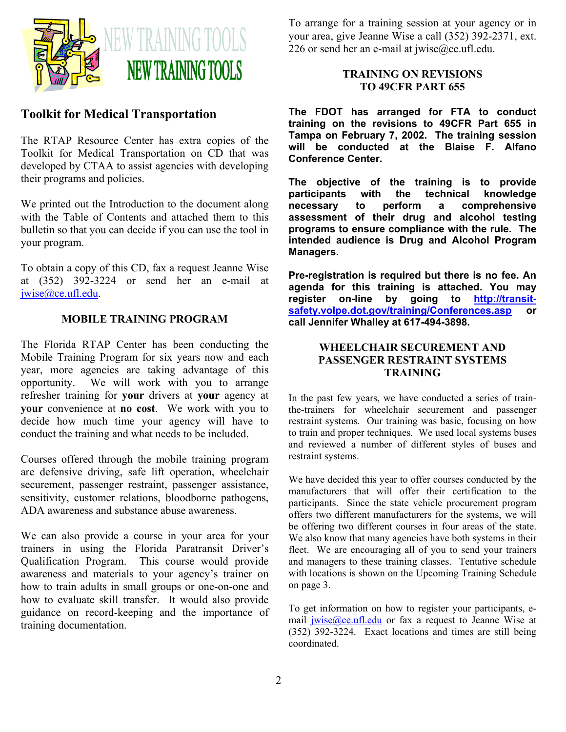# NEW TRAINING TOOLS

## Toolkit for Medical Transportation

The RTAP Resource Center has extra copies of the Toolkit for Medical Transportation on CD that was developed by CTAA to assist agencies with developing their programs and policies.

We printed out the Introduction to the document along with the Table of Contents and attached them to this bulletin so that you can decide if you can use the tool in your program.

To obtain a copy of this CD, fax a request Jeanne Wise at (352) 392-3224 or send her an e-mail at jwise@ce.ufl.edu.

### MOBILE TRAINING PROGRAM

The Florida RTAP Center has been conducting the Mobile Training Program for six years now and each year, more agencies are taking advantage of this opportunity. We will work with you to arrange refresher training for **your** drivers at **your** agency at **your** convenience at **no cost**. We work with you to decide how much time your agency will have to conduct the training and what needs to be included.

Courses offered through the mobile training program are defensive driving, safe lift operation, wheelchair securement, passenger restraint, passenger assistance, sensitivity, customer relations, bloodborne pathogens, ADA awareness and substance abuse awareness.

We can also provide a course in your area for your trainers in using the Florida Paratransit Driver's Qualification Program. This course would provide awareness and materials to your agency's trainer on how to train adults in small groups or one-on-one and how to evaluate skill transfer. It would also provide guidance on record-keeping and the importance of training documentation.

To arrange for a training session at your agency or in your area, give Jeanne Wise a call (352) 392-2371, ext. 226 or send her an e-mail at jwise@ce.ufl.edu.

### TRAINING ON REVISIONS TO 49CFR PART 655

**The FDOT has arranged for FTA to conduct training on the revisions to 49CFR Part 655 in Tampa on February 7, 2002. The training session will be conducted at the Blaise F. Alfano Conference Center.**

**The objective of the training is to provide participants with the technical knowledge necessary to perform a comprehensive assessment of their drug and alcohol testing programs to ensure compliance with the rule. The intended audience is Drug and Alcohol Program Managers.**

**Pre-registration is required but there is no fee. An agenda for this training is attached. You may register on-line by going to http://transit-safety.volpe.dot.gov/training/Conferences.asp or call Jennifer Whalley at 617-494-3898.**

### WHEELCHAIR SECUREMENT AND PASSENGER RESTRAINT SYSTEMS TRAINING

In the past few years, we have conducted a series of train-the-trainers for wheelchair securement and passenger restraint systems. Our training was basic, focusing on how to train and proper techniques. We used local systems buses and reviewed a number of different styles of buses and restraint systems.

We have decided this year to offer courses conducted by the manufacturers that will offer their certification to the participants. Since the state vehicle procurement program offers two different manufacturers for the systems, we will be offering two different courses in four areas of the state. We also know that many agencies have both systems in their fleet. We are encouraging all of you to send your trainers and managers to these training classes. Tentative schedule with locations is shown on the Upcoming Training Schedule on page 3.

To get information on how to register your participants, e-mail jwise@ce.ufl.edu or fax a request to Jeanne Wise at (352) 392-3224. Exact locations and times are still being coordinated.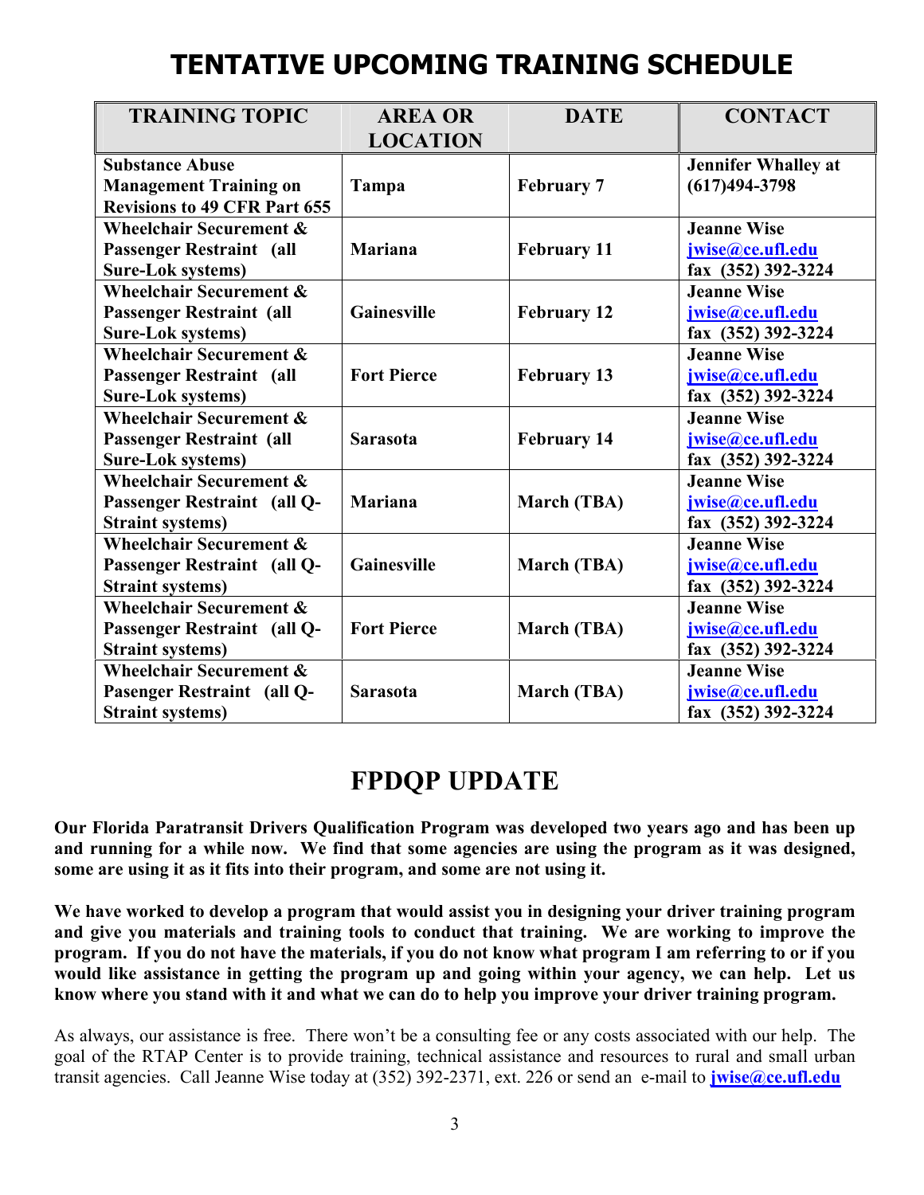# TENTATIVE UPCOMING TRAINING SCHEDULE

| TRAINING TOPIC | AREA OR LOCATION | DATE | CONTACT |
|---|---|---|---|
| Substance Abuse Management Training on Revisions to 49 CFR Part 655 | Tampa | February 7 | Jennifer Whalley at (617)494-3798 |
| Wheelchair Securement & Passenger Restraint (all Sure-Lok systems) | Mariana | February 11 | Jeanne Wise jwise@ce.ufl.edu fax (352) 392-3224 |
| Wheelchair Securement & Passenger Restraint (all Sure-Lok systems) | Gainesville | February 12 | Jeanne Wise jwise@ce.ufl.edu fax (352) 392-3224 |
| Wheelchair Securement & Passenger Restraint (all Sure-Lok systems) | Fort Pierce | February 13 | Jeanne Wise jwise@ce.ufl.edu fax (352) 392-3224 |
| Wheelchair Securement & Passenger Restraint (all Sure-Lok systems) | Sarasota | February 14 | Jeanne Wise jwise@ce.ufl.edu fax (352) 392-3224 |
| Wheelchair Securement & Passenger Restraint (all Q-Straint systems) | Mariana | March (TBA) | Jeanne Wise jwise@ce.ufl.edu fax (352) 392-3224 |
| Wheelchair Securement & Passenger Restraint (all Q-Straint systems) | Gainesville | March (TBA) | Jeanne Wise jwise@ce.ufl.edu fax (352) 392-3224 |
| Wheelchair Securement & Passenger Restraint (all Q-Straint systems) | Fort Pierce | March (TBA) | Jeanne Wise jwise@ce.ufl.edu fax (352) 392-3224 |
| Wheelchair Securement & Pasenger Restraint (all Q-Straint systems) | Sarasota | March (TBA) | Jeanne Wise jwise@ce.ufl.edu fax (352) 392-3224 |

# FPDQP UPDATE

**Our Florida Paratransit Drivers Qualification Program was developed two years ago and has been up and running for a while now. We find that some agencies are using the program as it was designed, some are using it as it fits into their program, and some are not using it.**

**We have worked to develop a program that would assist you in designing your driver training program and give you materials and training tools to conduct that training. We are working to improve the program. If you do not have the materials, if you do not know what program I am referring to or if you would like assistance in getting the program up and going within your agency, we can help. Let us know where you stand with it and what we can do to help you improve your driver training program.**

As always, our assistance is free. There won't be a consulting fee or any costs associated with our help. The goal of the RTAP Center is to provide training, technical assistance and resources to rural and small urban transit agencies. Call Jeanne Wise today at (352) 392-2371, ext. 226 or send an e-mail to **jwise@ce.ufl.edu**